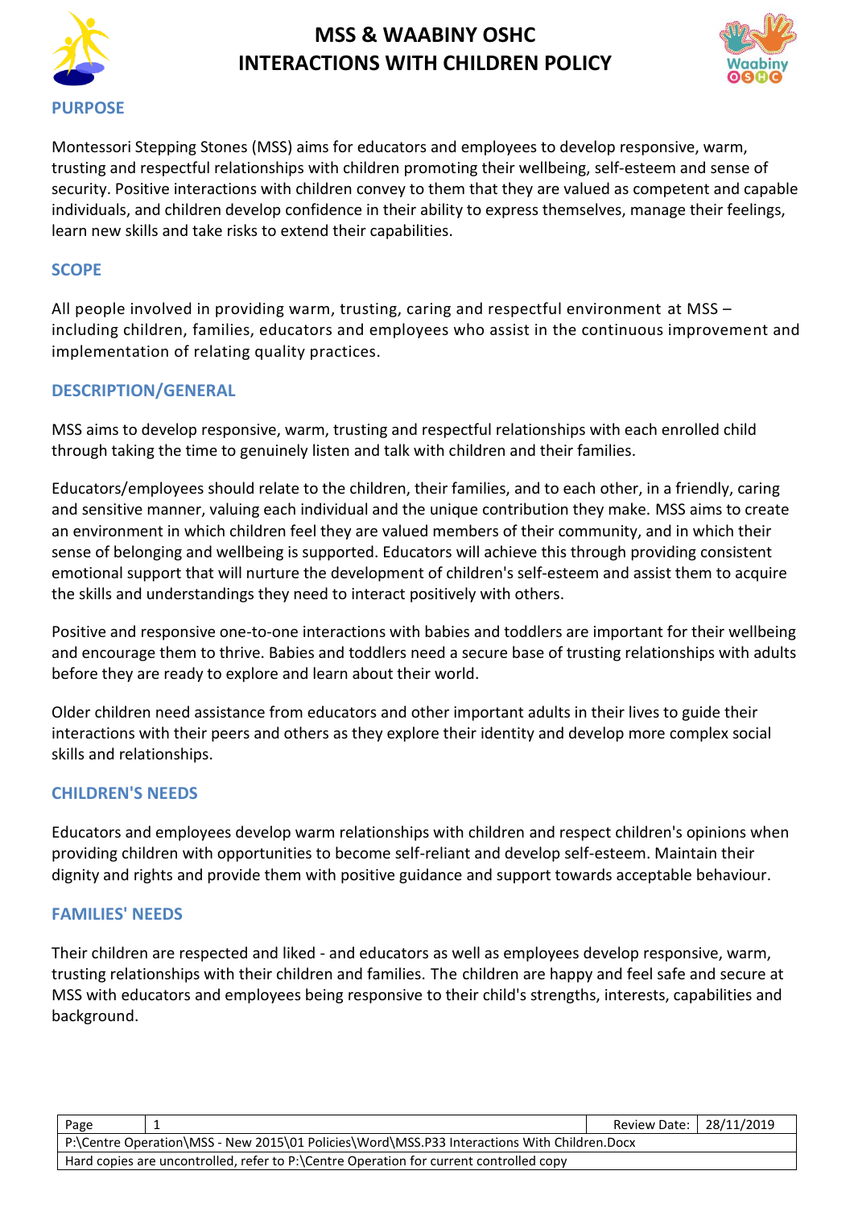# MSS & WAABINY OSHC
# INTERACTIONS WITH CHILDREN POLICY

## PURPOSE

Montessori Stepping Stones (MSS) aims for educators and employees to develop responsive, warm, trusting and respectful relationships with children promoting their wellbeing, self-esteem and sense of security. Positive interactions with children convey to them that they are valued as competent and capable individuals, and children develop confidence in their ability to express themselves, manage their feelings, learn new skills and take risks to extend their capabilities.

## SCOPE

All people involved in providing warm, trusting, caring and respectful environment at MSS – including children, families, educators and employees who assist in the continuous improvement and implementation of relating quality practices.

## DESCRIPTION/GENERAL

MSS aims to develop responsive, warm, trusting and respectful relationships with each enrolled child through taking the time to genuinely listen and talk with children and their families.

Educators/employees should relate to the children, their families, and to each other, in a friendly, caring and sensitive manner, valuing each individual and the unique contribution they make. MSS aims to create an environment in which children feel they are valued members of their community, and in which their sense of belonging and wellbeing is supported. Educators will achieve this through providing consistent emotional support that will nurture the development of children's self-esteem and assist them to acquire the skills and understandings they need to interact positively with others.

Positive and responsive one-to-one interactions with babies and toddlers are important for their wellbeing and encourage them to thrive. Babies and toddlers need a secure base of trusting relationships with adults before they are ready to explore and learn about their world.

Older children need assistance from educators and other important adults in their lives to guide their interactions with their peers and others as they explore their identity and develop more complex social skills and relationships.

## CHILDREN'S NEEDS

Educators and employees develop warm relationships with children and respect children's opinions when providing children with opportunities to become self-reliant and develop self-esteem. Maintain their dignity and rights and provide them with positive guidance and support towards acceptable behaviour.

## FAMILIES' NEEDS

Their children are respected and liked - and educators as well as employees develop responsive, warm, trusting relationships with their children and families. The children are happy and feel safe and secure at MSS with educators and employees being responsive to their child's strengths, interests, capabilities and background.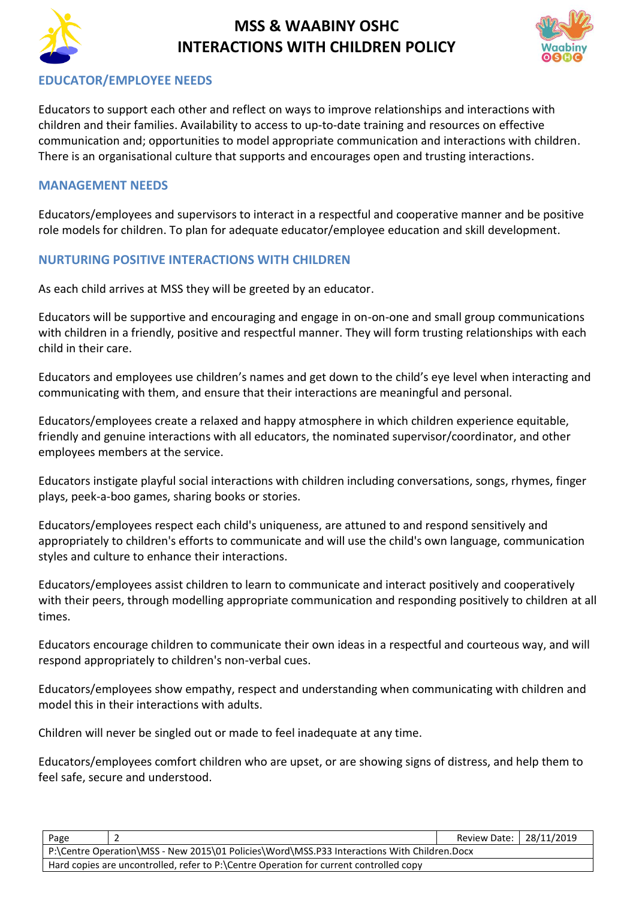## EDUCATOR/EMPLOYEE NEEDS

Educators to support each other and reflect on ways to improve relationships and interactions with children and their families. Availability to access to up-to-date training and resources on effective communication and; opportunities to model appropriate communication and interactions with children. There is an organisational culture that supports and encourages open and trusting interactions.

## MANAGEMENT NEEDS

Educators/employees and supervisors to interact in a respectful and cooperative manner and be positive role models for children. To plan for adequate educator/employee education and skill development.

## NURTURING POSITIVE INTERACTIONS WITH CHILDREN

As each child arrives at MSS they will be greeted by an educator.

Educators will be supportive and encouraging and engage in on-on-one and small group communications with children in a friendly, positive and respectful manner. They will form trusting relationships with each child in their care.

Educators and employees use children's names and get down to the child's eye level when interacting and communicating with them, and ensure that their interactions are meaningful and personal.

Educators/employees create a relaxed and happy atmosphere in which children experience equitable, friendly and genuine interactions with all educators, the nominated supervisor/coordinator, and other employees members at the service.

Educators instigate playful social interactions with children including conversations, songs, rhymes, finger plays, peek-a-boo games, sharing books or stories.

Educators/employees respect each child's uniqueness, are attuned to and respond sensitively and appropriately to children's efforts to communicate and will use the child's own language, communication styles and culture to enhance their interactions.

Educators/employees assist children to learn to communicate and interact positively and cooperatively with their peers, through modelling appropriate communication and responding positively to children at all times.

Educators encourage children to communicate their own ideas in a respectful and courteous way, and will respond appropriately to children's non-verbal cues.

Educators/employees show empathy, respect and understanding when communicating with children and model this in their interactions with adults.

Children will never be singled out or made to feel inadequate at any time.

Educators/employees comfort children who are upset, or are showing signs of distress, and help them to feel safe, secure and understood.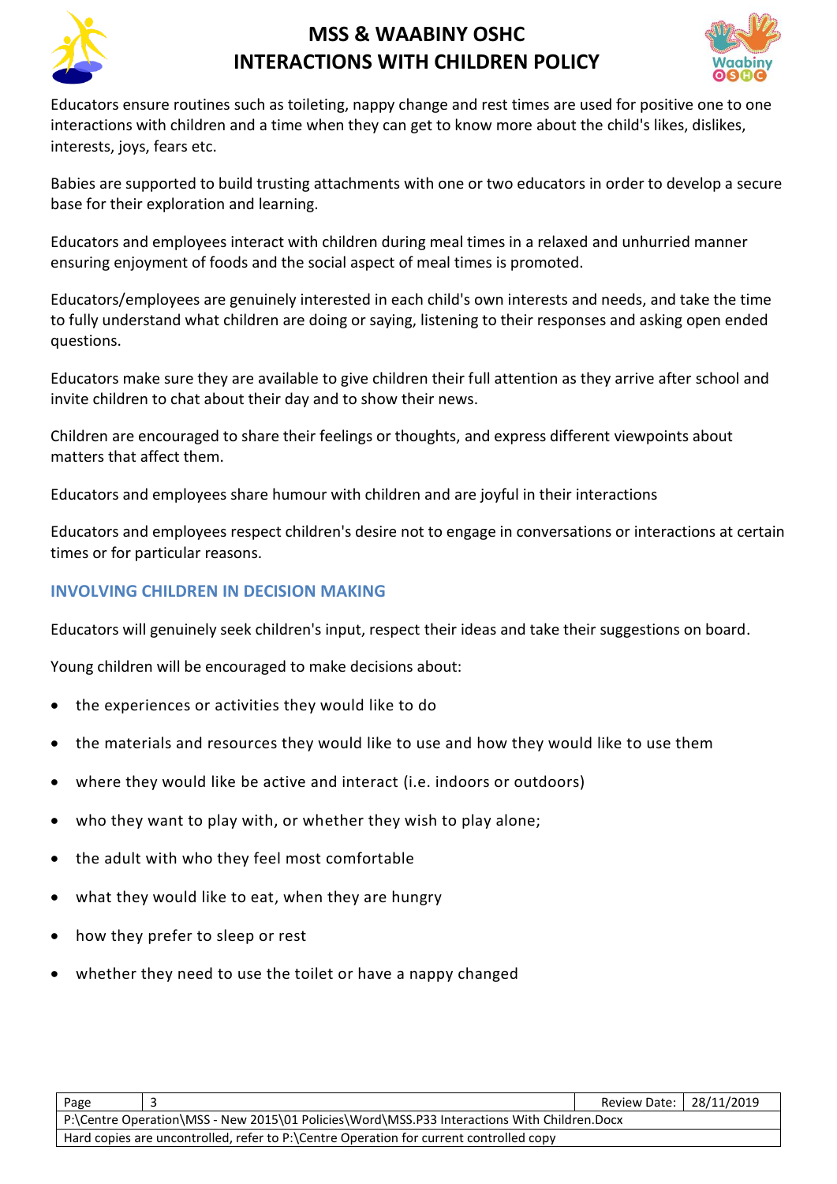Educators ensure routines such as toileting, nappy change and rest times are used for positive one to one interactions with children and a time when they can get to know more about the child's likes, dislikes, interests, joys, fears etc.

Babies are supported to build trusting attachments with one or two educators in order to develop a secure base for their exploration and learning.

Educators and employees interact with children during meal times in a relaxed and unhurried manner ensuring enjoyment of foods and the social aspect of meal times is promoted.

Educators/employees are genuinely interested in each child's own interests and needs, and take the time to fully understand what children are doing or saying, listening to their responses and asking open ended questions.

Educators make sure they are available to give children their full attention as they arrive after school and invite children to chat about their day and to show their news.

Children are encouraged to share their feelings or thoughts, and express different viewpoints about matters that affect them.

Educators and employees share humour with children and are joyful in their interactions

Educators and employees respect children's desire not to engage in conversations or interactions at certain times or for particular reasons.

## INVOLVING CHILDREN IN DECISION MAKING

Educators will genuinely seek children's input, respect their ideas and take their suggestions on board.

Young children will be encouraged to make decisions about:

- the experiences or activities they would like to do
- the materials and resources they would like to use and how they would like to use them
- where they would like be active and interact (i.e. indoors or outdoors)
- who they want to play with, or whether they wish to play alone;
- the adult with who they feel most comfortable
- what they would like to eat, when they are hungry
- how they prefer to sleep or rest
- whether they need to use the toilet or have a nappy changed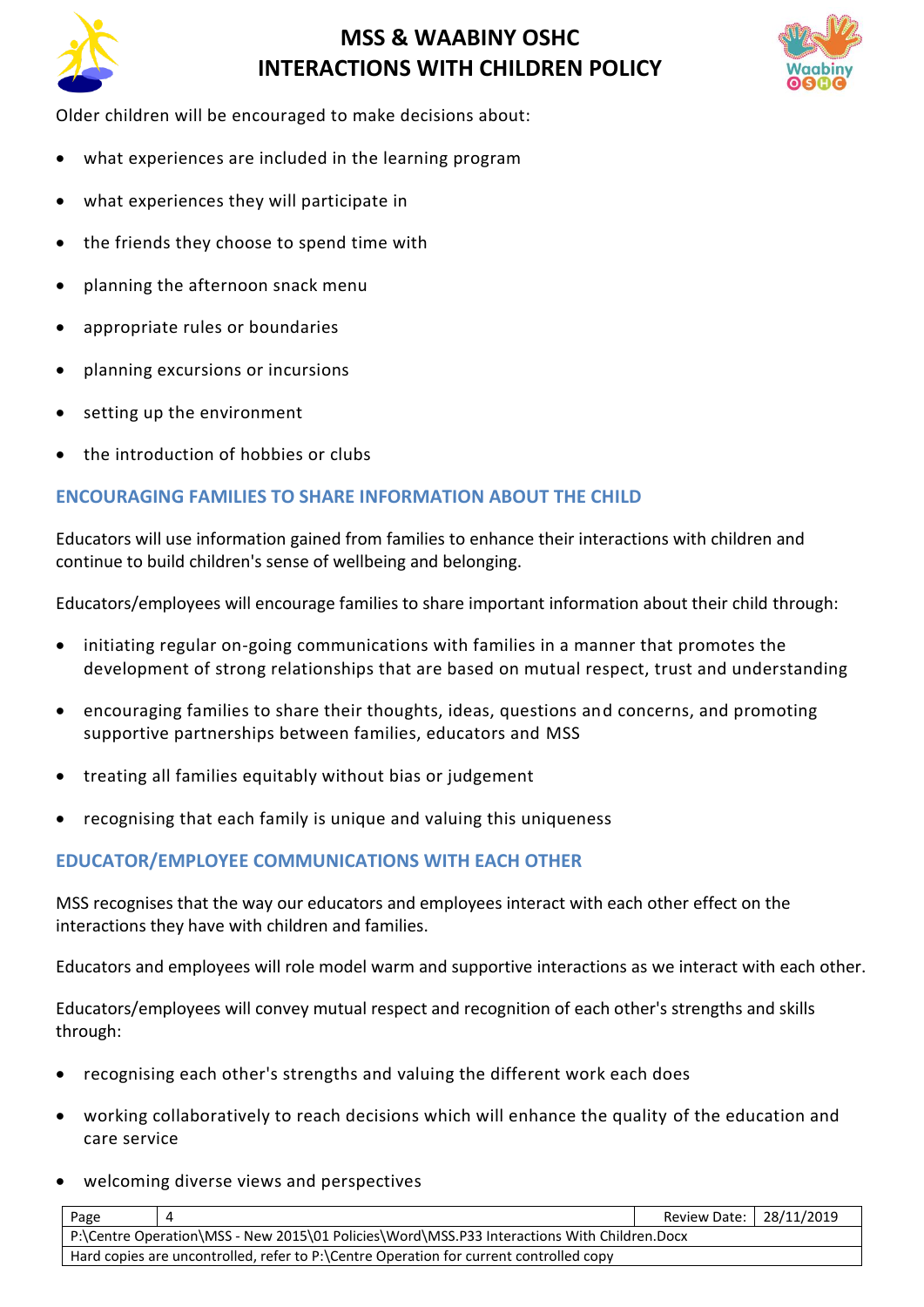Older children will be encouraged to make decisions about:

- what experiences are included in the learning program
- what experiences they will participate in
- the friends they choose to spend time with
- planning the afternoon snack menu
- appropriate rules or boundaries
- planning excursions or incursions
- setting up the environment
- the introduction of hobbies or clubs

## ENCOURAGING FAMILIES TO SHARE INFORMATION ABOUT THE CHILD

Educators will use information gained from families to enhance their interactions with children and continue to build children's sense of wellbeing and belonging.

Educators/employees will encourage families to share important information about their child through:

- initiating regular on-going communications with families in a manner that promotes the development of strong relationships that are based on mutual respect, trust and understanding
- encouraging families to share their thoughts, ideas, questions and concerns, and promoting supportive partnerships between families, educators and MSS
- treating all families equitably without bias or judgement
- recognising that each family is unique and valuing this uniqueness

## EDUCATOR/EMPLOYEE COMMUNICATIONS WITH EACH OTHER

MSS recognises that the way our educators and employees interact with each other effect on the interactions they have with children and families.

Educators and employees will role model warm and supportive interactions as we interact with each other.

Educators/employees will convey mutual respect and recognition of each other's strengths and skills through:

- recognising each other's strengths and valuing the different work each does
- working collaboratively to reach decisions which will enhance the quality of the education and care service
- welcoming diverse views and perspectives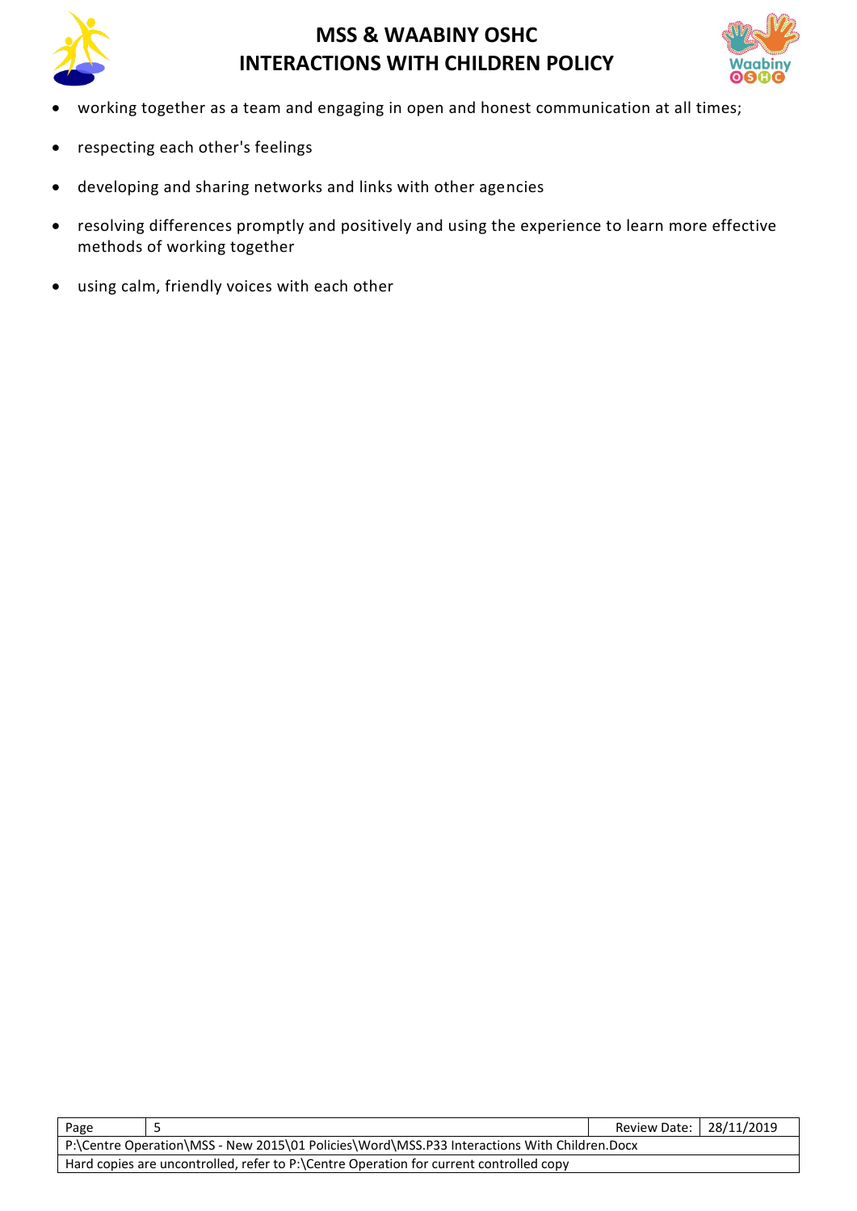- working together as a team and engaging in open and honest communication at all times;
- respecting each other's feelings
- developing and sharing networks and links with other agencies
- resolving differences promptly and positively and using the experience to learn more effective methods of working together
- using calm, friendly voices with each other